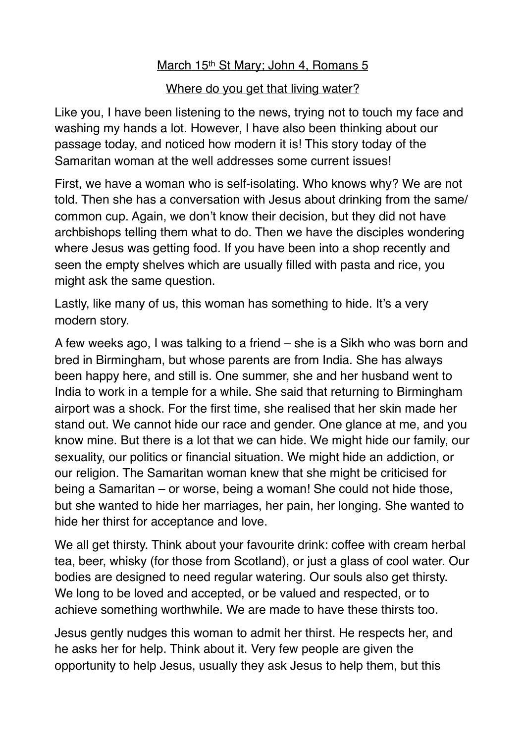March 15th St Mary; John 4, Romans 5

Where do you get that living water?

Like you, I have been listening to the news, trying not to touch my face and washing my hands a lot. However, I have also been thinking about our passage today, and noticed how modern it is! This story today of the Samaritan woman at the well addresses some current issues!

First, we have a woman who is self-isolating. Who knows why? We are not told. Then she has a conversation with Jesus about drinking from the same/ common cup. Again, we don't know their decision, but they did not have archbishops telling them what to do. Then we have the disciples wondering where Jesus was getting food. If you have been into a shop recently and seen the empty shelves which are usually filled with pasta and rice, you might ask the same question.

Lastly, like many of us, this woman has something to hide. It's a very modern story.

A few weeks ago, I was talking to a friend – she is a Sikh who was born and bred in Birmingham, but whose parents are from India. She has always been happy here, and still is. One summer, she and her husband went to India to work in a temple for a while. She said that returning to Birmingham airport was a shock. For the first time, she realised that her skin made her stand out. We cannot hide our race and gender. One glance at me, and you know mine. But there is a lot that we can hide. We might hide our family, our sexuality, our politics or financial situation. We might hide an addiction, or our religion. The Samaritan woman knew that she might be criticised for being a Samaritan – or worse, being a woman! She could not hide those, but she wanted to hide her marriages, her pain, her longing. She wanted to hide her thirst for acceptance and love.

We all get thirsty. Think about your favourite drink: coffee with cream herbal tea, beer, whisky (for those from Scotland), or just a glass of cool water. Our bodies are designed to need regular watering. Our souls also get thirsty. We long to be loved and accepted, or be valued and respected, or to achieve something worthwhile. We are made to have these thirsts too.

Jesus gently nudges this woman to admit her thirst. He respects her, and he asks her for help. Think about it. Very few people are given the opportunity to help Jesus, usually they ask Jesus to help them, but this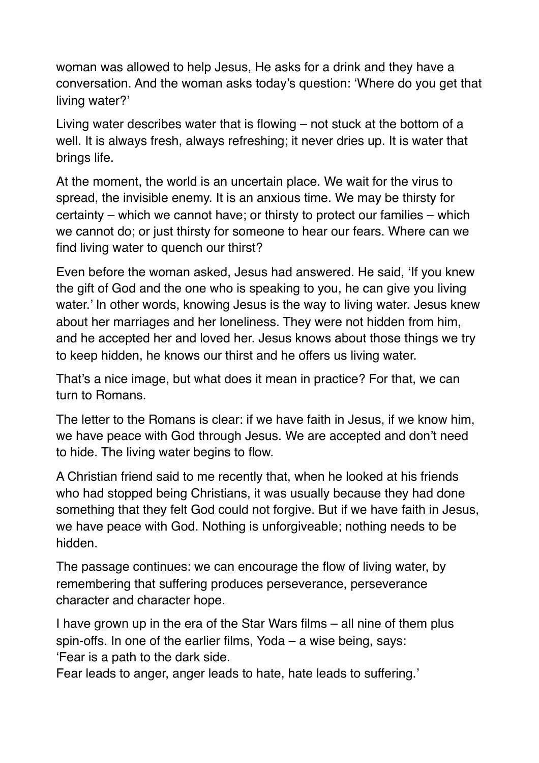woman was allowed to help Jesus, He asks for a drink and they have a conversation. And the woman asks today's question: 'Where do you get that living water?'

Living water describes water that is flowing – not stuck at the bottom of a well. It is always fresh, always refreshing; it never dries up. It is water that brings life.

At the moment, the world is an uncertain place. We wait for the virus to spread, the invisible enemy. It is an anxious time. We may be thirsty for certainty – which we cannot have; or thirsty to protect our families – which we cannot do; or just thirsty for someone to hear our fears. Where can we find living water to quench our thirst?

Even before the woman asked, Jesus had answered. He said, 'If you knew the gift of God and the one who is speaking to you, he can give you living water.' In other words, knowing Jesus is the way to living water. Jesus knew about her marriages and her loneliness. They were not hidden from him, and he accepted her and loved her. Jesus knows about those things we try to keep hidden, he knows our thirst and he offers us living water.

That's a nice image, but what does it mean in practice? For that, we can turn to Romans.

The letter to the Romans is clear: if we have faith in Jesus, if we know him, we have peace with God through Jesus. We are accepted and don't need to hide. The living water begins to flow.

A Christian friend said to me recently that, when he looked at his friends who had stopped being Christians, it was usually because they had done something that they felt God could not forgive. But if we have faith in Jesus, we have peace with God. Nothing is unforgiveable; nothing needs to be hidden.

The passage continues: we can encourage the flow of living water, by remembering that suffering produces perseverance, perseverance character and character hope.

I have grown up in the era of the Star Wars films – all nine of them plus spin-offs. In one of the earlier films, Yoda – a wise being, says:
'Fear is a path to the dark side.
Fear leads to anger, anger leads to hate, hate leads to suffering.'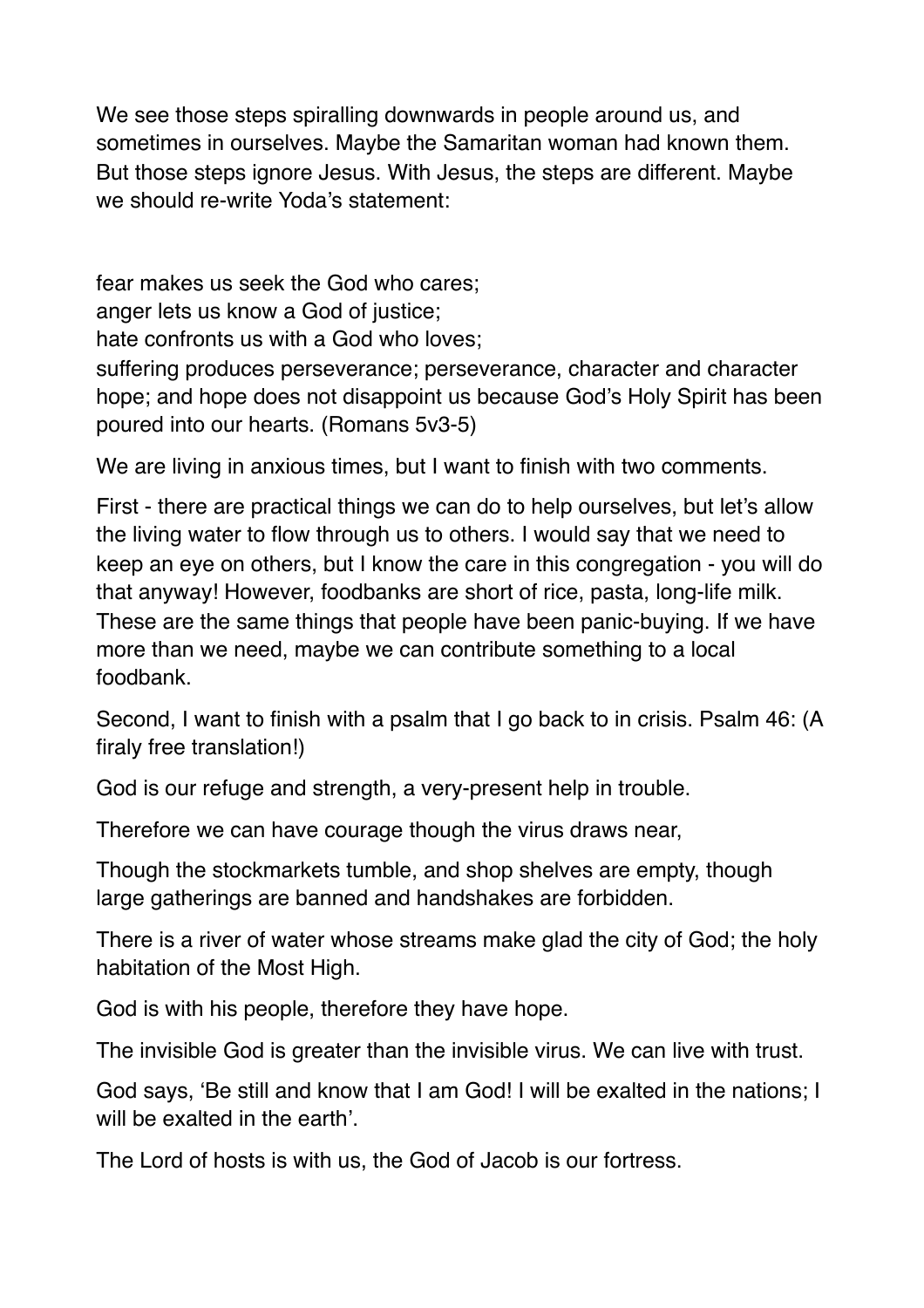We see those steps spiralling downwards in people around us, and sometimes in ourselves. Maybe the Samaritan woman had known them. But those steps ignore Jesus. With Jesus, the steps are different. Maybe we should re-write Yoda's statement:

fear makes us seek the God who cares;
anger lets us know a God of justice;
hate confronts us with a God who loves;
suffering produces perseverance; perseverance, character and character hope; and hope does not disappoint us because God's Holy Spirit has been poured into our hearts. (Romans 5v3-5)

We are living in anxious times, but I want to finish with two comments.

First - there are practical things we can do to help ourselves, but let's allow the living water to flow through us to others. I would say that we need to keep an eye on others, but I know the care in this congregation - you will do that anyway! However, foodbanks are short of rice, pasta, long-life milk. These are the same things that people have been panic-buying. If we have more than we need, maybe we can contribute something to a local foodbank.

Second, I want to finish with a psalm that I go back to in crisis. Psalm 46: (A firaly free translation!)

God is our refuge and strength, a very-present help in trouble.

Therefore we can have courage though the virus draws near,

Though the stockmarkets tumble, and shop shelves are empty, though large gatherings are banned and handshakes are forbidden.

There is a river of water whose streams make glad the city of God; the holy habitation of the Most High.

God is with his people, therefore they have hope.

The invisible God is greater than the invisible virus. We can live with trust.

God says, 'Be still and know that I am God! I will be exalted in the nations; I will be exalted in the earth'.

The Lord of hosts is with us, the God of Jacob is our fortress.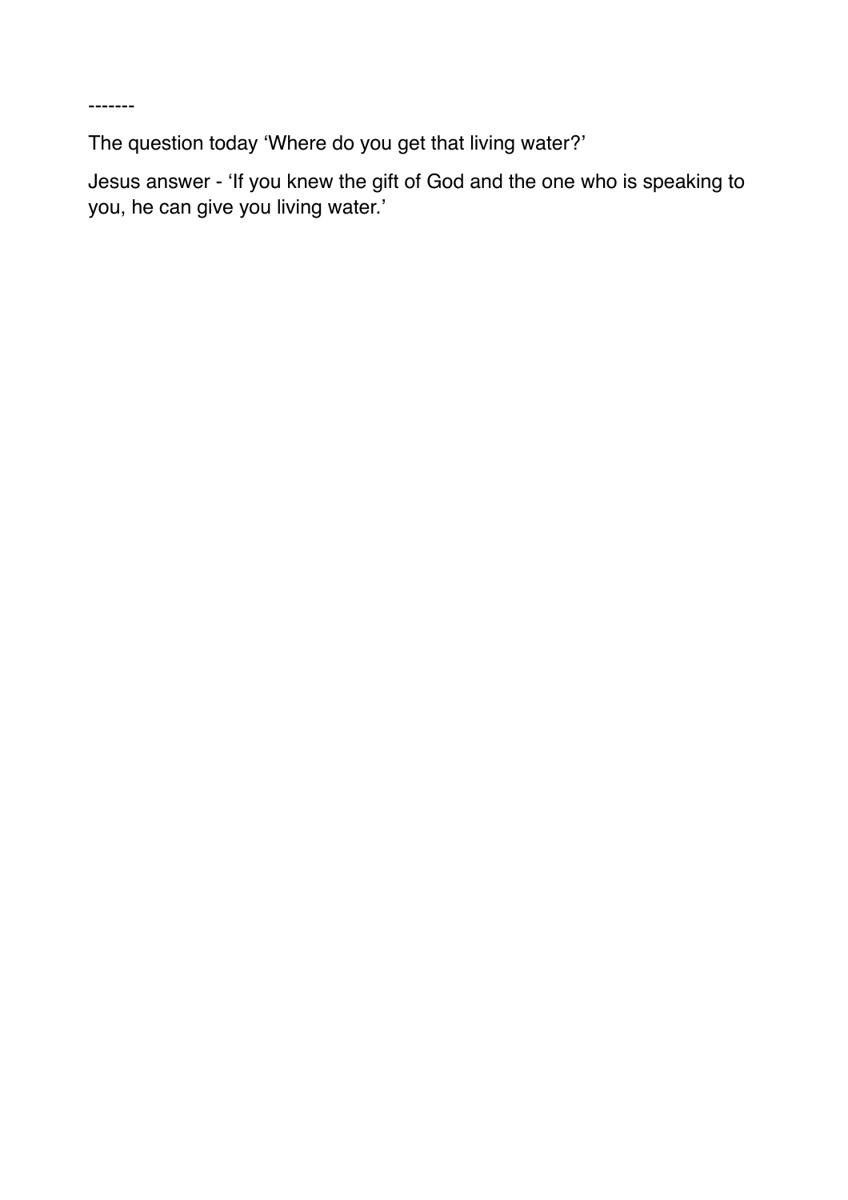-------

The question today 'Where do you get that living water?'

Jesus answer - 'If you knew the gift of God and the one who is speaking to you, he can give you living water.'